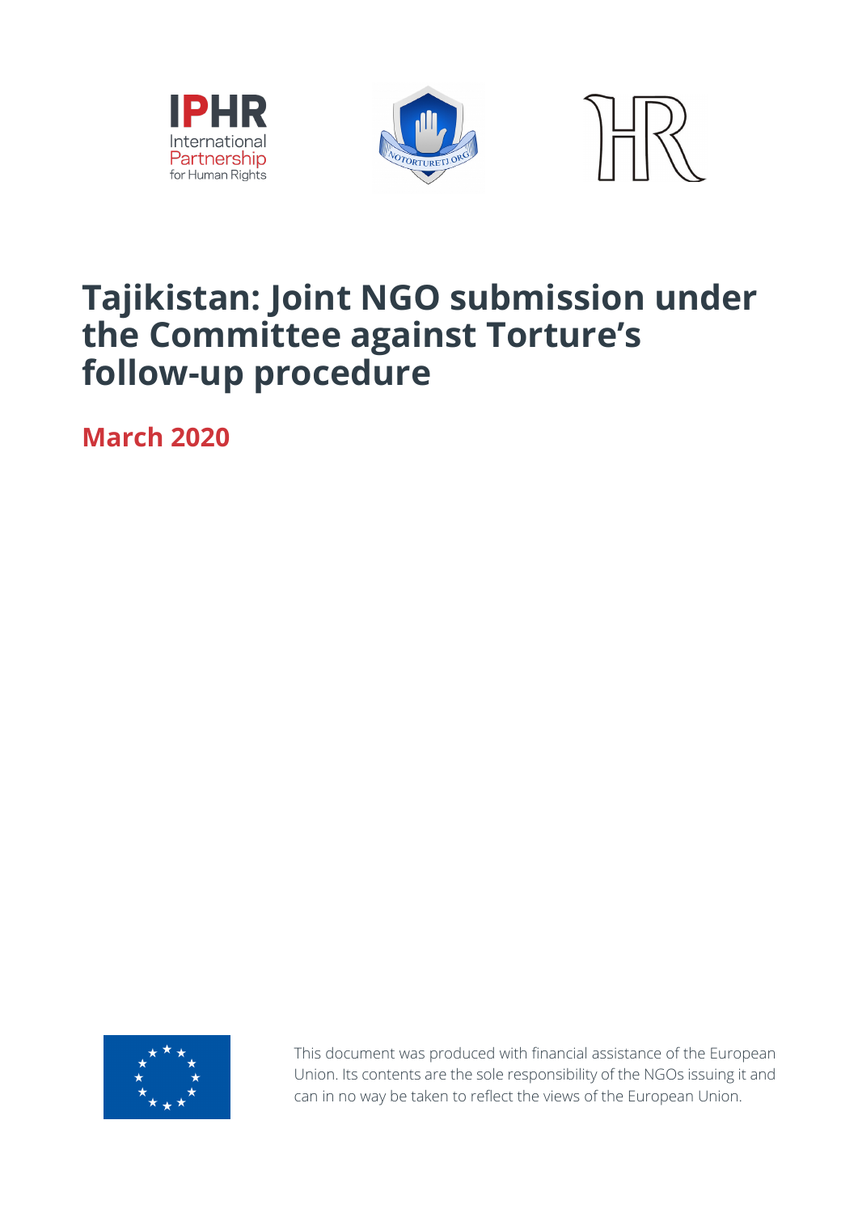# Tajikistan: Joint NGO submission under the Committee against Torture's follow-up procedure

## March 2020

This document was produced with financial assistance of the European Union. Its contents are the sole responsibility of the NGOs issuing it and can in no way be taken to reflect the views of the European Union.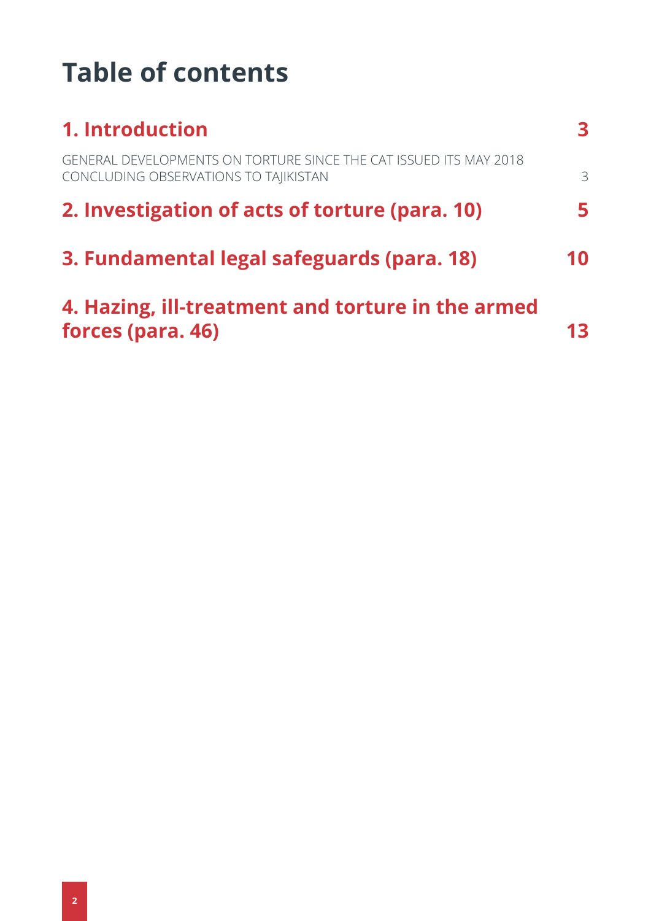# Table of contents

| | |
|---|---|
| **1. Introduction** | **3** |
| GENERAL DEVELOPMENTS ON TORTURE SINCE THE CAT ISSUED ITS MAY 2018 CONCLUDING OBSERVATIONS TO TAJIKISTAN | 3 |
| **2. Investigation of acts of torture (para. 10)** | **5** |
| **3. Fundamental legal safeguards (para. 18)** | **10** |
| **4. Hazing, ill-treatment and torture in the armed forces (para. 46)** | **13** |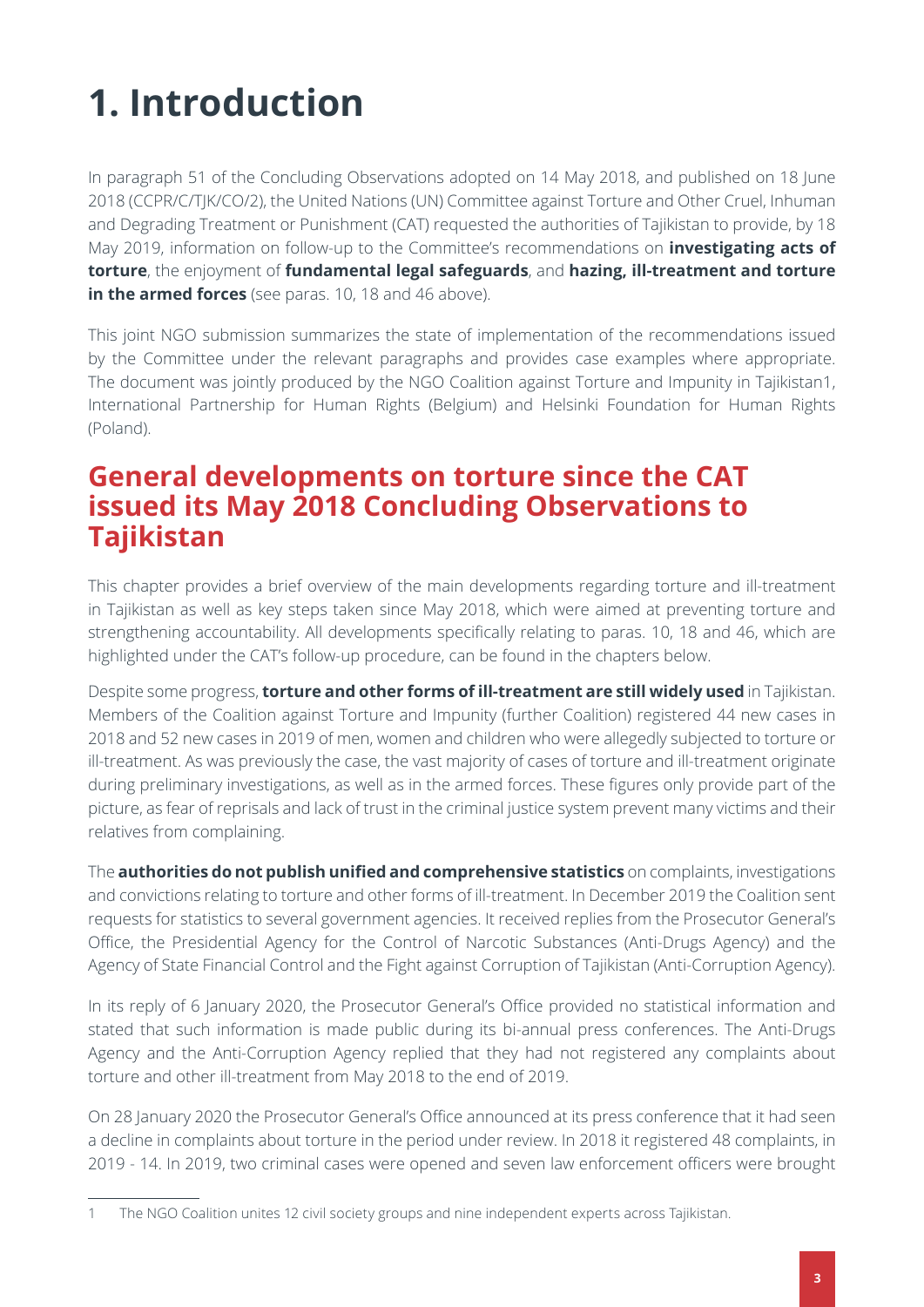# 1. Introduction

In paragraph 51 of the Concluding Observations adopted on 14 May 2018, and published on 18 June 2018 (CCPR/C/TJK/CO/2), the United Nations (UN) Committee against Torture and Other Cruel, Inhuman and Degrading Treatment or Punishment (CAT) requested the authorities of Tajikistan to provide, by 18 May 2019, information on follow-up to the Committee's recommendations on **investigating acts of torture**, the enjoyment of **fundamental legal safeguards**, and **hazing, ill-treatment and torture in the armed forces** (see paras. 10, 18 and 46 above).

This joint NGO submission summarizes the state of implementation of the recommendations issued by the Committee under the relevant paragraphs and provides case examples where appropriate. The document was jointly produced by the NGO Coalition against Torture and Impunity in Tajikistan[1], International Partnership for Human Rights (Belgium) and Helsinki Foundation for Human Rights (Poland).

## General developments on torture since the CAT issued its May 2018 Concluding Observations to Tajikistan

This chapter provides a brief overview of the main developments regarding torture and ill-treatment in Tajikistan as well as key steps taken since May 2018, which were aimed at preventing torture and strengthening accountability. All developments specifically relating to paras. 10, 18 and 46, which are highlighted under the CAT's follow-up procedure, can be found in the chapters below.

Despite some progress, **torture and other forms of ill-treatment are still widely used** in Tajikistan. Members of the Coalition against Torture and Impunity (further Coalition) registered 44 new cases in 2018 and 52 new cases in 2019 of men, women and children who were allegedly subjected to torture or ill-treatment. As was previously the case, the vast majority of cases of torture and ill-treatment originate during preliminary investigations, as well as in the armed forces. These figures only provide part of the picture, as fear of reprisals and lack of trust in the criminal justice system prevent many victims and their relatives from complaining.

The **authorities do not publish unified and comprehensive statistics** on complaints, investigations and convictions relating to torture and other forms of ill-treatment. In December 2019 the Coalition sent requests for statistics to several government agencies. It received replies from the Prosecutor General's Office, the Presidential Agency for the Control of Narcotic Substances (Anti-Drugs Agency) and the Agency of State Financial Control and the Fight against Corruption of Tajikistan (Anti-Corruption Agency).

In its reply of 6 January 2020, the Prosecutor General's Office provided no statistical information and stated that such information is made public during its bi-annual press conferences. The Anti-Drugs Agency and the Anti-Corruption Agency replied that they had not registered any complaints about torture and other ill-treatment from May 2018 to the end of 2019.

On 28 January 2020 the Prosecutor General's Office announced at its press conference that it had seen a decline in complaints about torture in the period under review. In 2018 it registered 48 complaints, in 2019 - 14. In 2019, two criminal cases were opened and seven law enforcement officers were brought

---

[1] The NGO Coalition unites 12 civil society groups and nine independent experts across Tajikistan.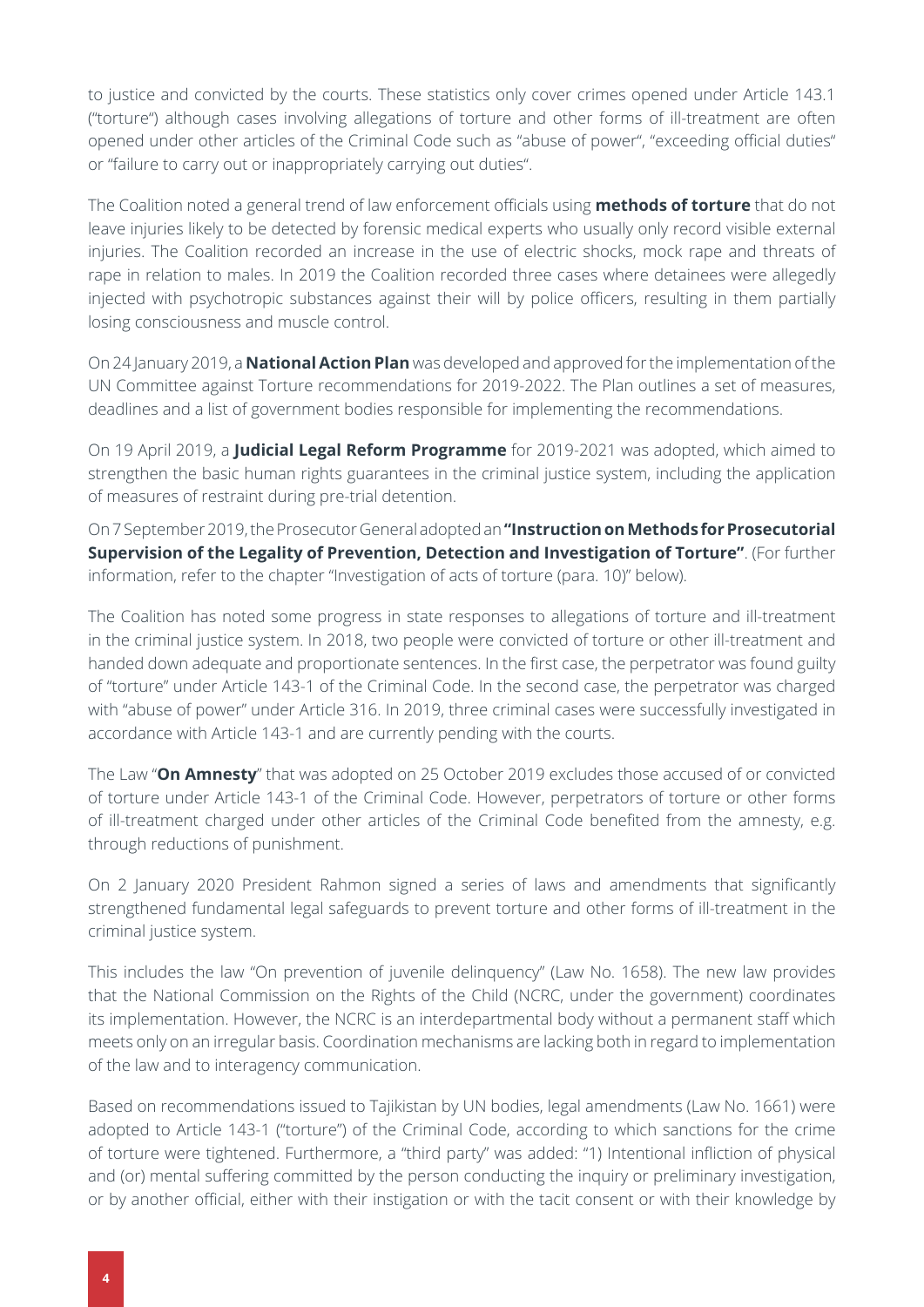to justice and convicted by the courts. These statistics only cover crimes opened under Article 143.1 ("torture") although cases involving allegations of torture and other forms of ill-treatment are often opened under other articles of the Criminal Code such as "abuse of power", "exceeding official duties" or "failure to carry out or inappropriately carrying out duties".

The Coalition noted a general trend of law enforcement officials using **methods of torture** that do not leave injuries likely to be detected by forensic medical experts who usually only record visible external injuries. The Coalition recorded an increase in the use of electric shocks, mock rape and threats of rape in relation to males. In 2019 the Coalition recorded three cases where detainees were allegedly injected with psychotropic substances against their will by police officers, resulting in them partially losing consciousness and muscle control.

On 24 January 2019, a **National Action Plan** was developed and approved for the implementation of the UN Committee against Torture recommendations for 2019-2022. The Plan outlines a set of measures, deadlines and a list of government bodies responsible for implementing the recommendations.

On 19 April 2019, a **Judicial Legal Reform Programme** for 2019-2021 was adopted, which aimed to strengthen the basic human rights guarantees in the criminal justice system, including the application of measures of restraint during pre-trial detention.

On 7 September 2019, the Prosecutor General adopted an **"Instruction on Methods for Prosecutorial Supervision of the Legality of Prevention, Detection and Investigation of Torture"**. (For further information, refer to the chapter "Investigation of acts of torture (para. 10)" below).

The Coalition has noted some progress in state responses to allegations of torture and ill-treatment in the criminal justice system. In 2018, two people were convicted of torture or other ill-treatment and handed down adequate and proportionate sentences. In the first case, the perpetrator was found guilty of "torture" under Article 143-1 of the Criminal Code. In the second case, the perpetrator was charged with "abuse of power" under Article 316. In 2019, three criminal cases were successfully investigated in accordance with Article 143-1 and are currently pending with the courts.

The Law "**On Amnesty**" that was adopted on 25 October 2019 excludes those accused of or convicted of torture under Article 143-1 of the Criminal Code. However, perpetrators of torture or other forms of ill-treatment charged under other articles of the Criminal Code benefited from the amnesty, e.g. through reductions of punishment.

On 2 January 2020 President Rahmon signed a series of laws and amendments that significantly strengthened fundamental legal safeguards to prevent torture and other forms of ill-treatment in the criminal justice system.

This includes the law "On prevention of juvenile delinquency" (Law No. 1658). The new law provides that the National Commission on the Rights of the Child (NCRC, under the government) coordinates its implementation. However, the NCRC is an interdepartmental body without a permanent staff which meets only on an irregular basis. Coordination mechanisms are lacking both in regard to implementation of the law and to interagency communication.

Based on recommendations issued to Tajikistan by UN bodies, legal amendments (Law No. 1661) were adopted to Article 143-1 ("torture") of the Criminal Code, according to which sanctions for the crime of torture were tightened. Furthermore, a "third party" was added: "1) Intentional infliction of physical and (or) mental suffering committed by the person conducting the inquiry or preliminary investigation, or by another official, either with their instigation or with the tacit consent or with their knowledge by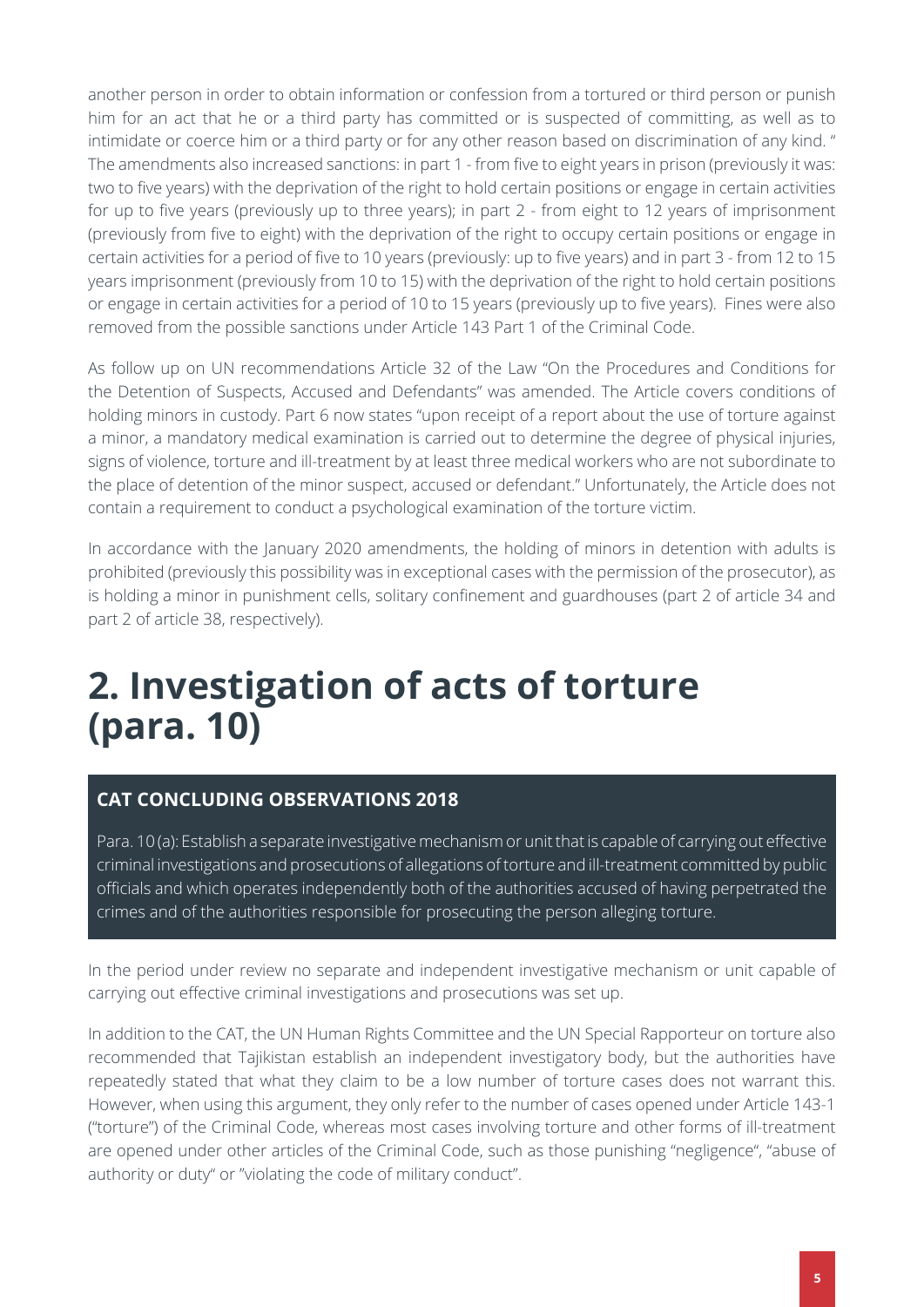another person in order to obtain information or confession from a tortured or third person or punish him for an act that he or a third party has committed or is suspected of committing, as well as to intimidate or coerce him or a third party or for any other reason based on discrimination of any kind. " The amendments also increased sanctions: in part 1 - from five to eight years in prison (previously it was: two to five years) with the deprivation of the right to hold certain positions or engage in certain activities for up to five years (previously up to three years); in part 2 - from eight to 12 years of imprisonment (previously from five to eight) with the deprivation of the right to occupy certain positions or engage in certain activities for a period of five to 10 years (previously: up to five years) and in part 3 - from 12 to 15 years imprisonment (previously from 10 to 15) with the deprivation of the right to hold certain positions or engage in certain activities for a period of 10 to 15 years (previously up to five years). Fines were also removed from the possible sanctions under Article 143 Part 1 of the Criminal Code.

As follow up on UN recommendations Article 32 of the Law "On the Procedures and Conditions for the Detention of Suspects, Accused and Defendants" was amended. The Article covers conditions of holding minors in custody. Part 6 now states "upon receipt of a report about the use of torture against a minor, a mandatory medical examination is carried out to determine the degree of physical injuries, signs of violence, torture and ill-treatment by at least three medical workers who are not subordinate to the place of detention of the minor suspect, accused or defendant." Unfortunately, the Article does not contain a requirement to conduct a psychological examination of the torture victim.

In accordance with the January 2020 amendments, the holding of minors in detention with adults is prohibited (previously this possibility was in exceptional cases with the permission of the prosecutor), as is holding a minor in punishment cells, solitary confinement and guardhouses (part 2 of article 34 and part 2 of article 38, respectively).

# 2. Investigation of acts of torture (para. 10)

**CAT CONCLUDING OBSERVATIONS 2018**

Para. 10 (a): Establish a separate investigative mechanism or unit that is capable of carrying out effective criminal investigations and prosecutions of allegations of torture and ill-treatment committed by public officials and which operates independently both of the authorities accused of having perpetrated the crimes and of the authorities responsible for prosecuting the person alleging torture.

In the period under review no separate and independent investigative mechanism or unit capable of carrying out effective criminal investigations and prosecutions was set up.

In addition to the CAT, the UN Human Rights Committee and the UN Special Rapporteur on torture also recommended that Tajikistan establish an independent investigatory body, but the authorities have repeatedly stated that what they claim to be a low number of torture cases does not warrant this. However, when using this argument, they only refer to the number of cases opened under Article 143-1 ("torture") of the Criminal Code, whereas most cases involving torture and other forms of ill-treatment are opened under other articles of the Criminal Code, such as those punishing "negligence", "abuse of authority or duty" or "violating the code of military conduct".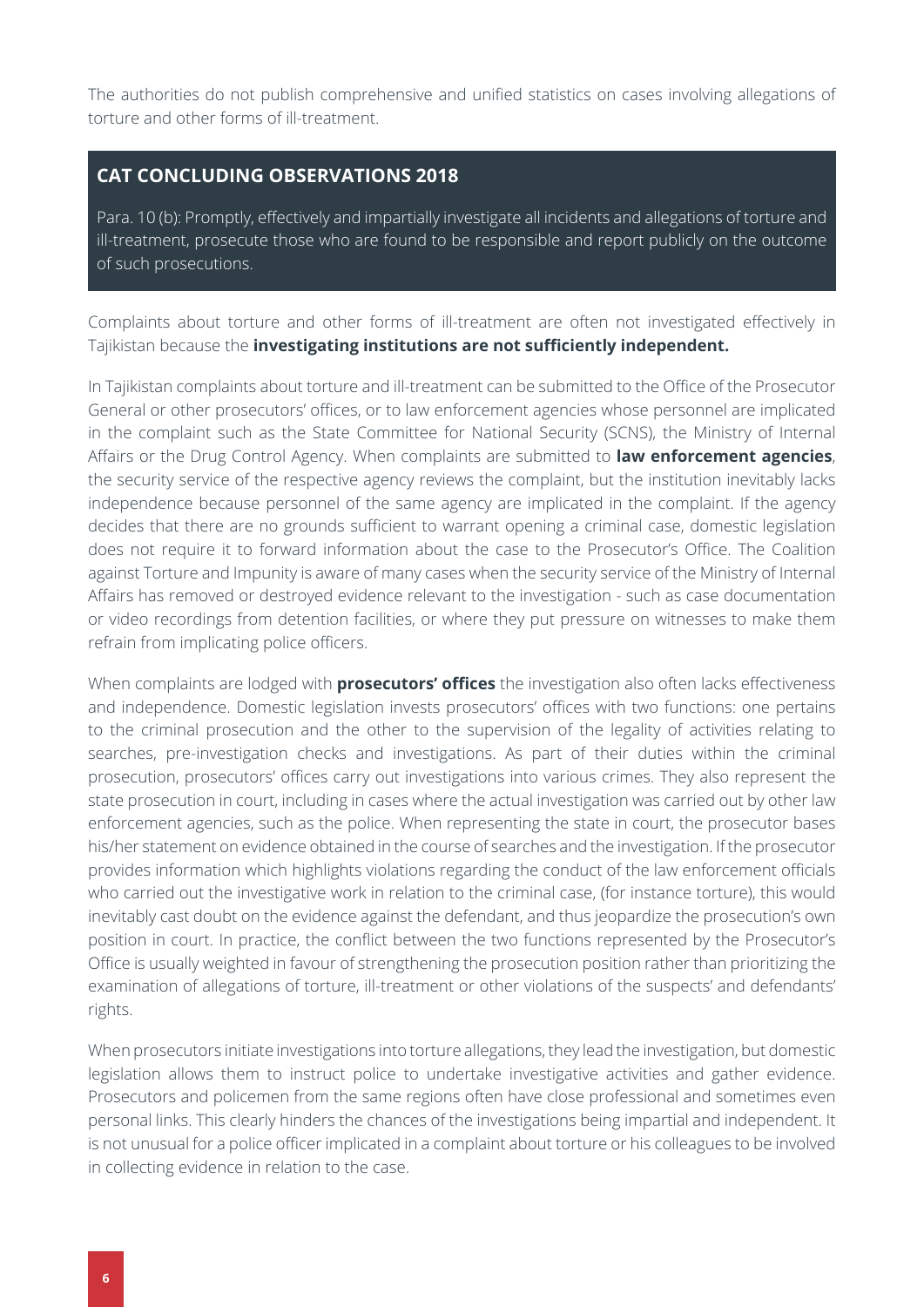The authorities do not publish comprehensive and unified statistics on cases involving allegations of torture and other forms of ill-treatment.

> **CAT CONCLUDING OBSERVATIONS 2018**
>
> Para. 10 (b): Promptly, effectively and impartially investigate all incidents and allegations of torture and ill-treatment, prosecute those who are found to be responsible and report publicly on the outcome of such prosecutions.

Complaints about torture and other forms of ill-treatment are often not investigated effectively in Tajikistan because the **investigating institutions are not sufficiently independent.**

In Tajikistan complaints about torture and ill-treatment can be submitted to the Office of the Prosecutor General or other prosecutors' offices, or to law enforcement agencies whose personnel are implicated in the complaint such as the State Committee for National Security (SCNS), the Ministry of Internal Affairs or the Drug Control Agency. When complaints are submitted to **law enforcement agencies**, the security service of the respective agency reviews the complaint, but the institution inevitably lacks independence because personnel of the same agency are implicated in the complaint. If the agency decides that there are no grounds sufficient to warrant opening a criminal case, domestic legislation does not require it to forward information about the case to the Prosecutor's Office. The Coalition against Torture and Impunity is aware of many cases when the security service of the Ministry of Internal Affairs has removed or destroyed evidence relevant to the investigation - such as case documentation or video recordings from detention facilities, or where they put pressure on witnesses to make them refrain from implicating police officers.

When complaints are lodged with **prosecutors' offices** the investigation also often lacks effectiveness and independence. Domestic legislation invests prosecutors' offices with two functions: one pertains to the criminal prosecution and the other to the supervision of the legality of activities relating to searches, pre-investigation checks and investigations. As part of their duties within the criminal prosecution, prosecutors' offices carry out investigations into various crimes. They also represent the state prosecution in court, including in cases where the actual investigation was carried out by other law enforcement agencies, such as the police. When representing the state in court, the prosecutor bases his/her statement on evidence obtained in the course of searches and the investigation. If the prosecutor provides information which highlights violations regarding the conduct of the law enforcement officials who carried out the investigative work in relation to the criminal case, (for instance torture), this would inevitably cast doubt on the evidence against the defendant, and thus jeopardize the prosecution's own position in court. In practice, the conflict between the two functions represented by the Prosecutor's Office is usually weighted in favour of strengthening the prosecution position rather than prioritizing the examination of allegations of torture, ill-treatment or other violations of the suspects' and defendants' rights.

When prosecutors initiate investigations into torture allegations, they lead the investigation, but domestic legislation allows them to instruct police to undertake investigative activities and gather evidence. Prosecutors and policemen from the same regions often have close professional and sometimes even personal links. This clearly hinders the chances of the investigations being impartial and independent. It is not unusual for a police officer implicated in a complaint about torture or his colleagues to be involved in collecting evidence in relation to the case.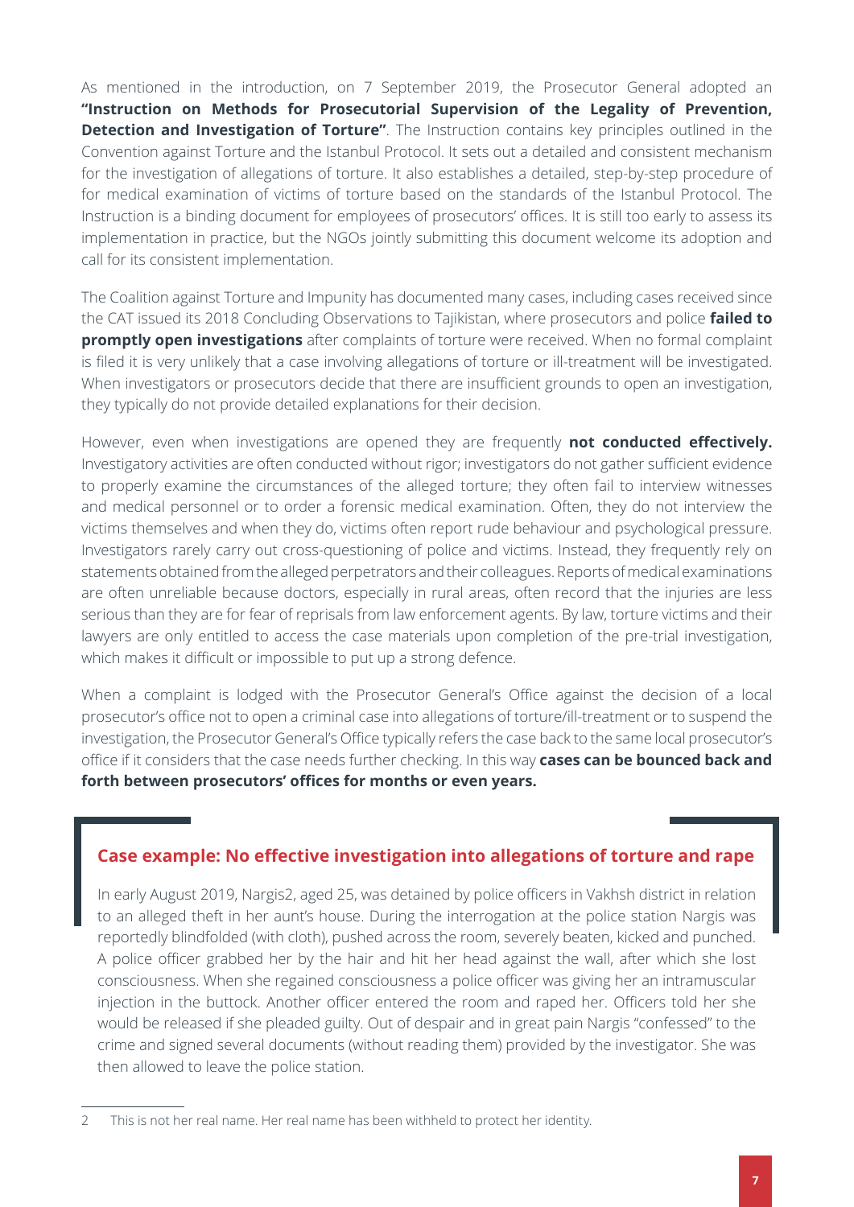As mentioned in the introduction, on 7 September 2019, the Prosecutor General adopted an **"Instruction on Methods for Prosecutorial Supervision of the Legality of Prevention, Detection and Investigation of Torture"**. The Instruction contains key principles outlined in the Convention against Torture and the Istanbul Protocol. It sets out a detailed and consistent mechanism for the investigation of allegations of torture. It also establishes a detailed, step-by-step procedure of for medical examination of victims of torture based on the standards of the Istanbul Protocol. The Instruction is a binding document for employees of prosecutors' offices. It is still too early to assess its implementation in practice, but the NGOs jointly submitting this document welcome its adoption and call for its consistent implementation.

The Coalition against Torture and Impunity has documented many cases, including cases received since the CAT issued its 2018 Concluding Observations to Tajikistan, where prosecutors and police **failed to promptly open investigations** after complaints of torture were received. When no formal complaint is filed it is very unlikely that a case involving allegations of torture or ill-treatment will be investigated. When investigators or prosecutors decide that there are insufficient grounds to open an investigation, they typically do not provide detailed explanations for their decision.

However, even when investigations are opened they are frequently **not conducted effectively.** Investigatory activities are often conducted without rigor; investigators do not gather sufficient evidence to properly examine the circumstances of the alleged torture; they often fail to interview witnesses and medical personnel or to order a forensic medical examination. Often, they do not interview the victims themselves and when they do, victims often report rude behaviour and psychological pressure. Investigators rarely carry out cross-questioning of police and victims. Instead, they frequently rely on statements obtained from the alleged perpetrators and their colleagues. Reports of medical examinations are often unreliable because doctors, especially in rural areas, often record that the injuries are less serious than they are for fear of reprisals from law enforcement agents. By law, torture victims and their lawyers are only entitled to access the case materials upon completion of the pre-trial investigation, which makes it difficult or impossible to put up a strong defence.

When a complaint is lodged with the Prosecutor General's Office against the decision of a local prosecutor's office not to open a criminal case into allegations of torture/ill-treatment or to suspend the investigation, the Prosecutor General's Office typically refers the case back to the same local prosecutor's office if it considers that the case needs further checking. In this way **cases can be bounced back and forth between prosecutors' offices for months or even years.**

### Case example: No effective investigation into allegations of torture and rape

In early August 2019, Nargis[2], aged 25, was detained by police officers in Vakhsh district in relation to an alleged theft in her aunt's house. During the interrogation at the police station Nargis was reportedly blindfolded (with cloth), pushed across the room, severely beaten, kicked and punched. A police officer grabbed her by the hair and hit her head against the wall, after which she lost consciousness. When she regained consciousness a police officer was giving her an intramuscular injection in the buttock. Another officer entered the room and raped her. Officers told her she would be released if she pleaded guilty. Out of despair and in great pain Nargis "confessed" to the crime and signed several documents (without reading them) provided by the investigator. She was then allowed to leave the police station.

---

2 This is not her real name. Her real name has been withheld to protect her identity.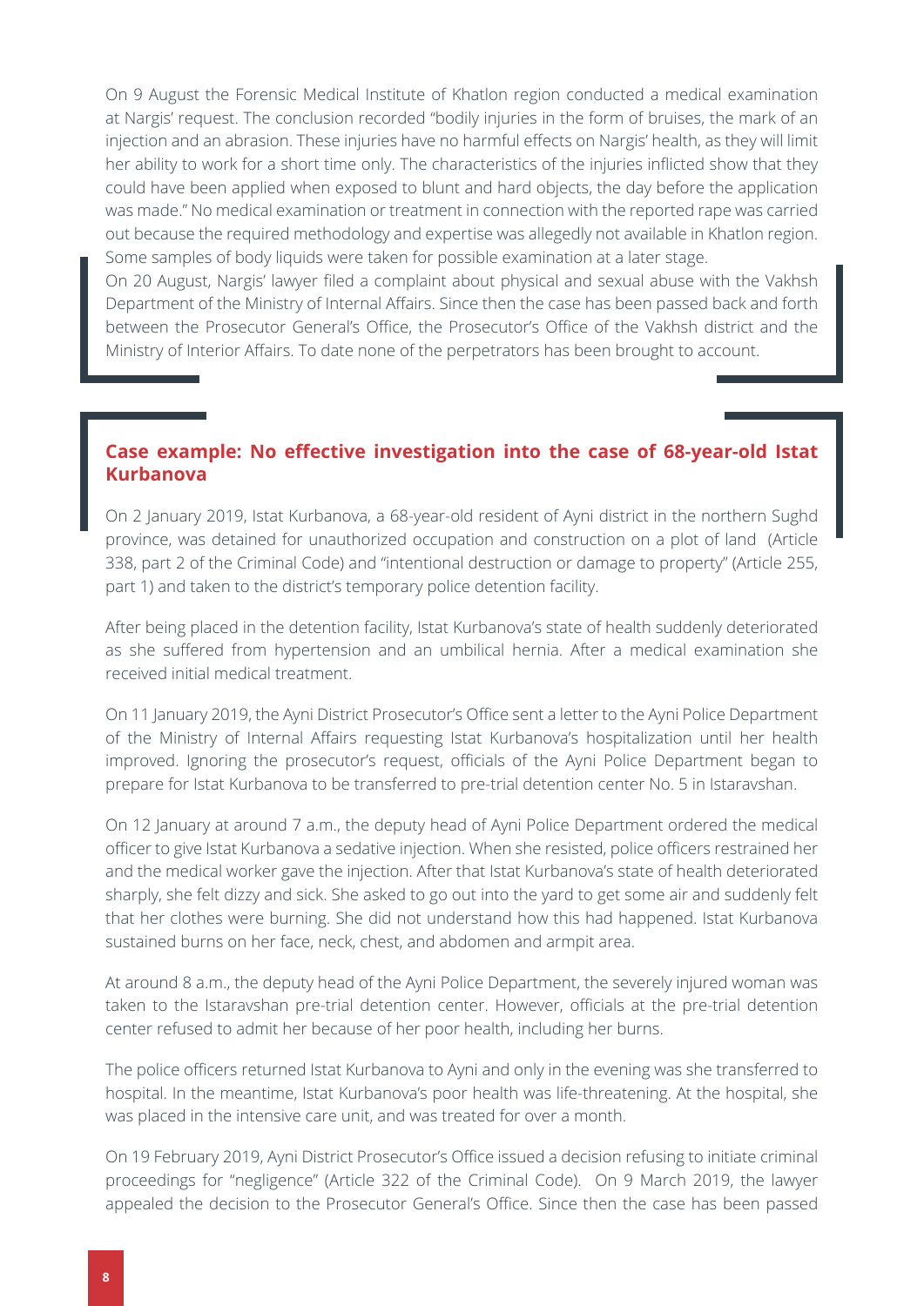On 9 August the Forensic Medical Institute of Khatlon region conducted a medical examination at Nargis' request. The conclusion recorded "bodily injuries in the form of bruises, the mark of an injection and an abrasion. These injuries have no harmful effects on Nargis' health, as they will limit her ability to work for a short time only. The characteristics of the injuries inflicted show that they could have been applied when exposed to blunt and hard objects, the day before the application was made." No medical examination or treatment in connection with the reported rape was carried out because the required methodology and expertise was allegedly not available in Khatlon region. Some samples of body liquids were taken for possible examination at a later stage.

On 20 August, Nargis' lawyer filed a complaint about physical and sexual abuse with the Vakhsh Department of the Ministry of Internal Affairs. Since then the case has been passed back and forth between the Prosecutor General's Office, the Prosecutor's Office of the Vakhsh district and the Ministry of Interior Affairs. To date none of the perpetrators has been brought to account.

### Case example: No effective investigation into the case of 68-year-old Istat Kurbanova

On 2 January 2019, Istat Kurbanova, a 68-year-old resident of Ayni district in the northern Sughd province, was detained for unauthorized occupation and construction on a plot of land (Article 338, part 2 of the Criminal Code) and "intentional destruction or damage to property" (Article 255, part 1) and taken to the district's temporary police detention facility.

After being placed in the detention facility, Istat Kurbanova's state of health suddenly deteriorated as she suffered from hypertension and an umbilical hernia. After a medical examination she received initial medical treatment.

On 11 January 2019, the Ayni District Prosecutor's Office sent a letter to the Ayni Police Department of the Ministry of Internal Affairs requesting Istat Kurbanova's hospitalization until her health improved. Ignoring the prosecutor's request, officials of the Ayni Police Department began to prepare for Istat Kurbanova to be transferred to pre-trial detention center No. 5 in Istaravshan.

On 12 January at around 7 a.m., the deputy head of Ayni Police Department ordered the medical officer to give Istat Kurbanova a sedative injection. When she resisted, police officers restrained her and the medical worker gave the injection. After that Istat Kurbanova's state of health deteriorated sharply, she felt dizzy and sick. She asked to go out into the yard to get some air and suddenly felt that her clothes were burning. She did not understand how this had happened. Istat Kurbanova sustained burns on her face, neck, chest, and abdomen and armpit area.

At around 8 a.m., the deputy head of the Ayni Police Department, the severely injured woman was taken to the Istaravshan pre-trial detention center. However, officials at the pre-trial detention center refused to admit her because of her poor health, including her burns.

The police officers returned Istat Kurbanova to Ayni and only in the evening was she transferred to hospital. In the meantime, Istat Kurbanova's poor health was life-threatening. At the hospital, she was placed in the intensive care unit, and was treated for over a month.

On 19 February 2019, Ayni District Prosecutor's Office issued a decision refusing to initiate criminal proceedings for "negligence" (Article 322 of the Criminal Code). On 9 March 2019, the lawyer appealed the decision to the Prosecutor General's Office. Since then the case has been passed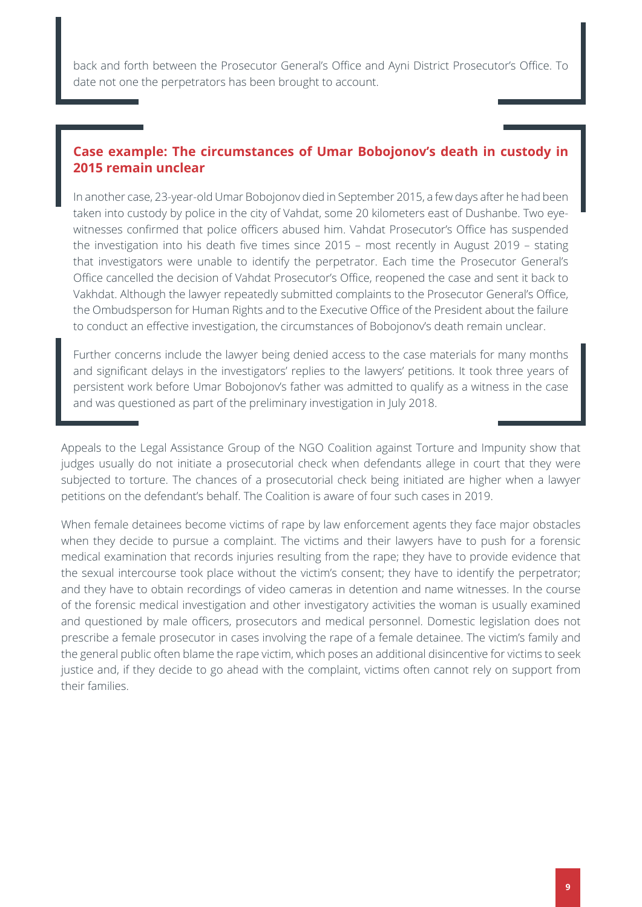back and forth between the Prosecutor General's Office and Ayni District Prosecutor's Office. To date not one the perpetrators has been brought to account.

### Case example: The circumstances of Umar Bobojonov's death in custody in 2015 remain unclear

In another case, 23-year-old Umar Bobojonov died in September 2015, a few days after he had been taken into custody by police in the city of Vahdat, some 20 kilometers east of Dushanbe. Two eye-witnesses confirmed that police officers abused him. Vahdat Prosecutor's Office has suspended the investigation into his death five times since 2015 – most recently in August 2019 – stating that investigators were unable to identify the perpetrator. Each time the Prosecutor General's Office cancelled the decision of Vahdat Prosecutor's Office, reopened the case and sent it back to Vakhdat. Although the lawyer repeatedly submitted complaints to the Prosecutor General's Office, the Ombudsperson for Human Rights and to the Executive Office of the President about the failure to conduct an effective investigation, the circumstances of Bobojonov's death remain unclear.

Further concerns include the lawyer being denied access to the case materials for many months and significant delays in the investigators' replies to the lawyers' petitions. It took three years of persistent work before Umar Bobojonov's father was admitted to qualify as a witness in the case and was questioned as part of the preliminary investigation in July 2018.

Appeals to the Legal Assistance Group of the NGO Coalition against Torture and Impunity show that judges usually do not initiate a prosecutorial check when defendants allege in court that they were subjected to torture. The chances of a prosecutorial check being initiated are higher when a lawyer petitions on the defendant's behalf. The Coalition is aware of four such cases in 2019.

When female detainees become victims of rape by law enforcement agents they face major obstacles when they decide to pursue a complaint. The victims and their lawyers have to push for a forensic medical examination that records injuries resulting from the rape; they have to provide evidence that the sexual intercourse took place without the victim's consent; they have to identify the perpetrator; and they have to obtain recordings of video cameras in detention and name witnesses. In the course of the forensic medical investigation and other investigatory activities the woman is usually examined and questioned by male officers, prosecutors and medical personnel. Domestic legislation does not prescribe a female prosecutor in cases involving the rape of a female detainee. The victim's family and the general public often blame the rape victim, which poses an additional disincentive for victims to seek justice and, if they decide to go ahead with the complaint, victims often cannot rely on support from their families.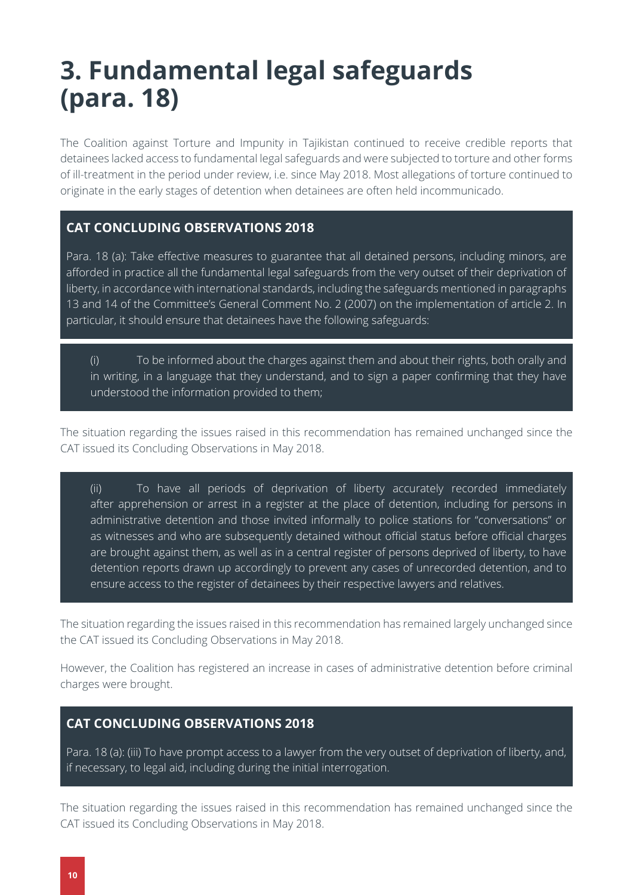# 3. Fundamental legal safeguards (para. 18)

The Coalition against Torture and Impunity in Tajikistan continued to receive credible reports that detainees lacked access to fundamental legal safeguards and were subjected to torture and other forms of ill-treatment in the period under review, i.e. since May 2018. Most allegations of torture continued to originate in the early stages of detention when detainees are often held incommunicado.

**CAT CONCLUDING OBSERVATIONS 2018**

Para. 18 (a): Take effective measures to guarantee that all detained persons, including minors, are afforded in practice all the fundamental legal safeguards from the very outset of their deprivation of liberty, in accordance with international standards, including the safeguards mentioned in paragraphs 13 and 14 of the Committee's General Comment No. 2 (2007) on the implementation of article 2. In particular, it should ensure that detainees have the following safeguards:

(i) To be informed about the charges against them and about their rights, both orally and in writing, in a language that they understand, and to sign a paper confirming that they have understood the information provided to them;

The situation regarding the issues raised in this recommendation has remained unchanged since the CAT issued its Concluding Observations in May 2018.

(ii) To have all periods of deprivation of liberty accurately recorded immediately after apprehension or arrest in a register at the place of detention, including for persons in administrative detention and those invited informally to police stations for "conversations" or as witnesses and who are subsequently detained without official status before official charges are brought against them, as well as in a central register of persons deprived of liberty, to have detention reports drawn up accordingly to prevent any cases of unrecorded detention, and to ensure access to the register of detainees by their respective lawyers and relatives.

The situation regarding the issues raised in this recommendation has remained largely unchanged since the CAT issued its Concluding Observations in May 2018.

However, the Coalition has registered an increase in cases of administrative detention before criminal charges were brought.

**CAT CONCLUDING OBSERVATIONS 2018**

Para. 18 (a): (iii) To have prompt access to a lawyer from the very outset of deprivation of liberty, and, if necessary, to legal aid, including during the initial interrogation.

The situation regarding the issues raised in this recommendation has remained unchanged since the CAT issued its Concluding Observations in May 2018.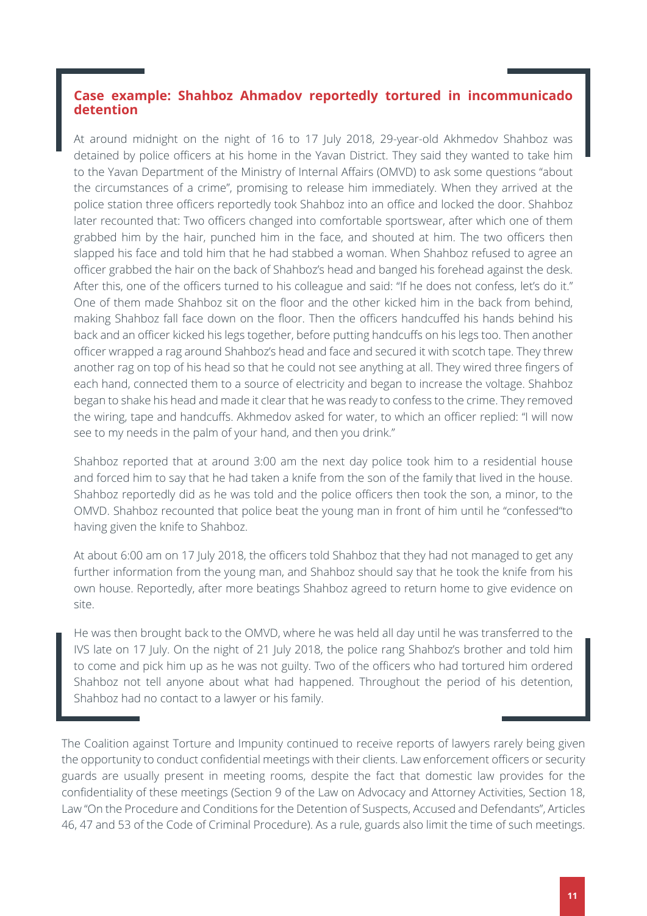### Case example: Shahboz Ahmadov reportedly tortured in incommunicado detention

At around midnight on the night of 16 to 17 July 2018, 29-year-old Akhmedov Shahboz was detained by police officers at his home in the Yavan District. They said they wanted to take him to the Yavan Department of the Ministry of Internal Affairs (OMVD) to ask some questions "about the circumstances of a crime", promising to release him immediately. When they arrived at the police station three officers reportedly took Shahboz into an office and locked the door. Shahboz later recounted that: Two officers changed into comfortable sportswear, after which one of them grabbed him by the hair, punched him in the face, and shouted at him. The two officers then slapped his face and told him that he had stabbed a woman. When Shahboz refused to agree an officer grabbed the hair on the back of Shahboz's head and banged his forehead against the desk. After this, one of the officers turned to his colleague and said: "If he does not confess, let's do it." One of them made Shahboz sit on the floor and the other kicked him in the back from behind, making Shahboz fall face down on the floor. Then the officers handcuffed his hands behind his back and an officer kicked his legs together, before putting handcuffs on his legs too. Then another officer wrapped a rag around Shahboz's head and face and secured it with scotch tape. They threw another rag on top of his head so that he could not see anything at all. They wired three fingers of each hand, connected them to a source of electricity and began to increase the voltage. Shahboz began to shake his head and made it clear that he was ready to confess to the crime. They removed the wiring, tape and handcuffs. Akhmedov asked for water, to which an officer replied: "I will now see to my needs in the palm of your hand, and then you drink."

Shahboz reported that at around 3:00 am the next day police took him to a residential house and forced him to say that he had taken a knife from the son of the family that lived in the house. Shahboz reportedly did as he was told and the police officers then took the son, a minor, to the OMVD. Shahboz recounted that police beat the young man in front of him until he "confessed"to having given the knife to Shahboz.

At about 6:00 am on 17 July 2018, the officers told Shahboz that they had not managed to get any further information from the young man, and Shahboz should say that he took the knife from his own house. Reportedly, after more beatings Shahboz agreed to return home to give evidence on site.

He was then brought back to the OMVD, where he was held all day until he was transferred to the IVS late on 17 July. On the night of 21 July 2018, the police rang Shahboz's brother and told him to come and pick him up as he was not guilty. Two of the officers who had tortured him ordered Shahboz not tell anyone about what had happened. Throughout the period of his detention, Shahboz had no contact to a lawyer or his family.

The Coalition against Torture and Impunity continued to receive reports of lawyers rarely being given the opportunity to conduct confidential meetings with their clients. Law enforcement officers or security guards are usually present in meeting rooms, despite the fact that domestic law provides for the confidentiality of these meetings (Section 9 of the Law on Advocacy and Attorney Activities, Section 18, Law "On the Procedure and Conditions for the Detention of Suspects, Accused and Defendants", Articles 46, 47 and 53 of the Code of Criminal Procedure). As a rule, guards also limit the time of such meetings.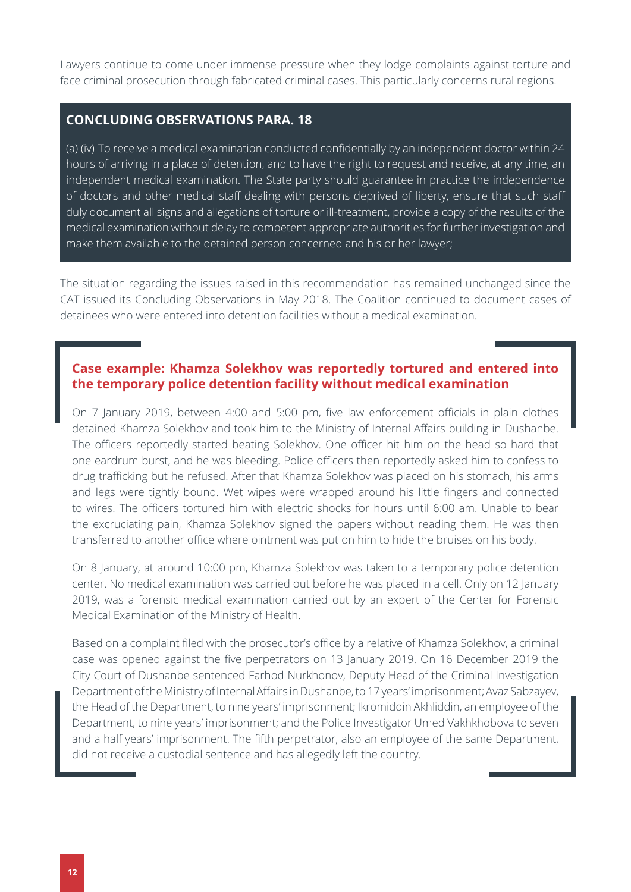Lawyers continue to come under immense pressure when they lodge complaints against torture and face criminal prosecution through fabricated criminal cases. This particularly concerns rural regions.

### CONCLUDING OBSERVATIONS PARA. 18

(a) (iv) To receive a medical examination conducted confidentially by an independent doctor within 24 hours of arriving in a place of detention, and to have the right to request and receive, at any time, an independent medical examination. The State party should guarantee in practice the independence of doctors and other medical staff dealing with persons deprived of liberty, ensure that such staff duly document all signs and allegations of torture or ill-treatment, provide a copy of the results of the medical examination without delay to competent appropriate authorities for further investigation and make them available to the detained person concerned and his or her lawyer;

The situation regarding the issues raised in this recommendation has remained unchanged since the CAT issued its Concluding Observations in May 2018. The Coalition continued to document cases of detainees who were entered into detention facilities without a medical examination.

#### Case example: Khamza Solekhov was reportedly tortured and entered into the temporary police detention facility without medical examination

On 7 January 2019, between 4:00 and 5:00 pm, five law enforcement officials in plain clothes detained Khamza Solekhov and took him to the Ministry of Internal Affairs building in Dushanbe. The officers reportedly started beating Solekhov. One officer hit him on the head so hard that one eardrum burst, and he was bleeding. Police officers then reportedly asked him to confess to drug trafficking but he refused. After that Khamza Solekhov was placed on his stomach, his arms and legs were tightly bound. Wet wipes were wrapped around his little fingers and connected to wires. The officers tortured him with electric shocks for hours until 6:00 am. Unable to bear the excruciating pain, Khamza Solekhov signed the papers without reading them. He was then transferred to another office where ointment was put on him to hide the bruises on his body.

On 8 January, at around 10:00 pm, Khamza Solekhov was taken to a temporary police detention center. No medical examination was carried out before he was placed in a cell. Only on 12 January 2019, was a forensic medical examination carried out by an expert of the Center for Forensic Medical Examination of the Ministry of Health.

Based on a complaint filed with the prosecutor's office by a relative of Khamza Solekhov, a criminal case was opened against the five perpetrators on 13 January 2019. On 16 December 2019 the City Court of Dushanbe sentenced Farhod Nurkhonov, Deputy Head of the Criminal Investigation Department of the Ministry of Internal Affairs in Dushanbe, to 17 years' imprisonment; Avaz Sabzayev, the Head of the Department, to nine years' imprisonment; Ikromiddin Akhliddin, an employee of the Department, to nine years' imprisonment; and the Police Investigator Umed Vakhkhobova to seven and a half years' imprisonment. The fifth perpetrator, also an employee of the same Department, did not receive a custodial sentence and has allegedly left the country.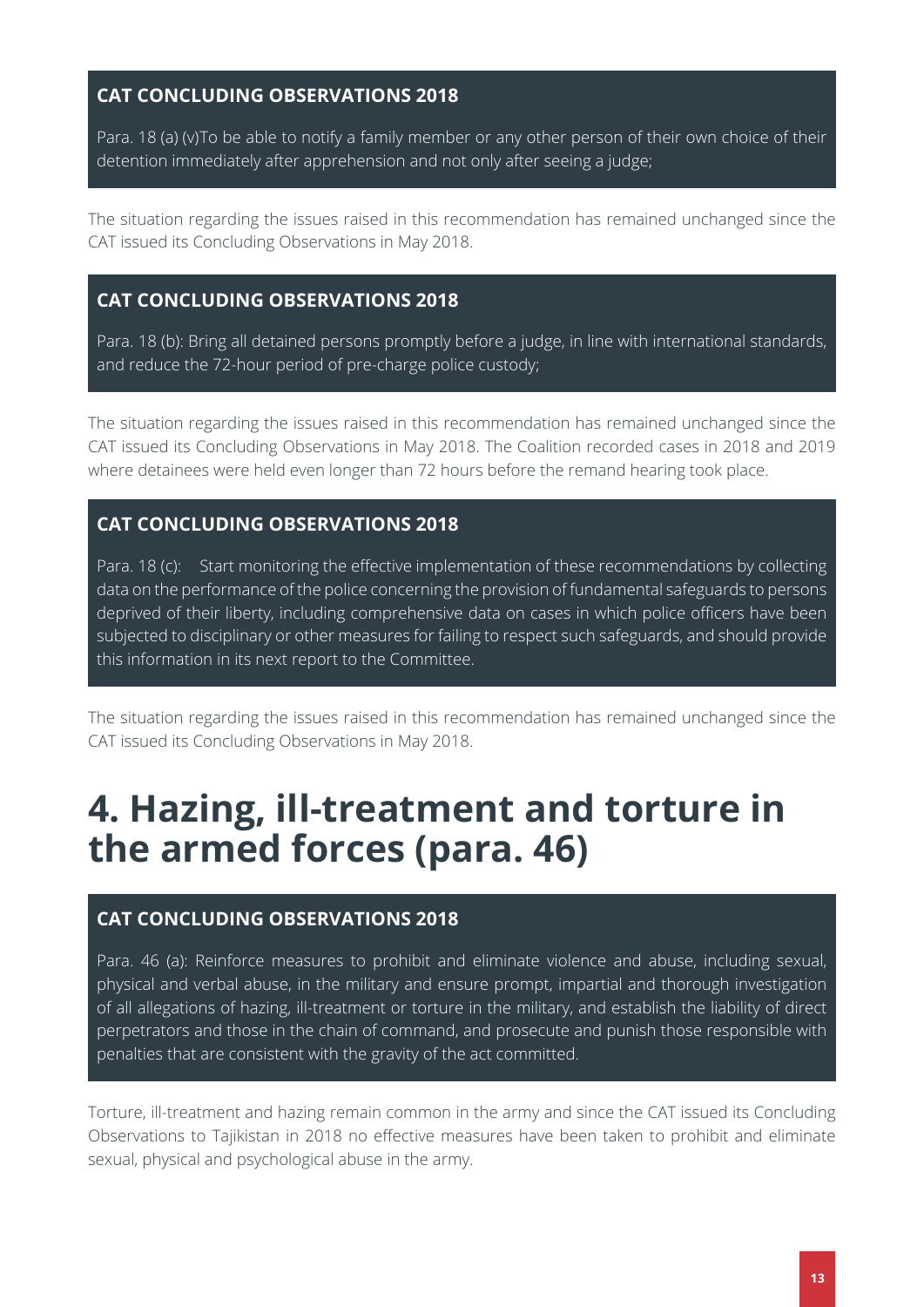**CAT CONCLUDING OBSERVATIONS 2018**

Para. 18 (a) (v)To be able to notify a family member or any other person of their own choice of their detention immediately after apprehension and not only after seeing a judge;

The situation regarding the issues raised in this recommendation has remained unchanged since the CAT issued its Concluding Observations in May 2018.

**CAT CONCLUDING OBSERVATIONS 2018**

Para. 18 (b): Bring all detained persons promptly before a judge, in line with international standards, and reduce the 72-hour period of pre-charge police custody;

The situation regarding the issues raised in this recommendation has remained unchanged since the CAT issued its Concluding Observations in May 2018. The Coalition recorded cases in 2018 and 2019 where detainees were held even longer than 72 hours before the remand hearing took place.

**CAT CONCLUDING OBSERVATIONS 2018**

Para. 18 (c): Start monitoring the effective implementation of these recommendations by collecting data on the performance of the police concerning the provision of fundamental safeguards to persons deprived of their liberty, including comprehensive data on cases in which police officers have been subjected to disciplinary or other measures for failing to respect such safeguards, and should provide this information in its next report to the Committee.

The situation regarding the issues raised in this recommendation has remained unchanged since the CAT issued its Concluding Observations in May 2018.

# 4. Hazing, ill-treatment and torture in the armed forces (para. 46)

**CAT CONCLUDING OBSERVATIONS 2018**

Para. 46 (a): Reinforce measures to prohibit and eliminate violence and abuse, including sexual, physical and verbal abuse, in the military and ensure prompt, impartial and thorough investigation of all allegations of hazing, ill-treatment or torture in the military, and establish the liability of direct perpetrators and those in the chain of command, and prosecute and punish those responsible with penalties that are consistent with the gravity of the act committed.

Torture, ill-treatment and hazing remain common in the army and since the CAT issued its Concluding Observations to Tajikistan in 2018 no effective measures have been taken to prohibit and eliminate sexual, physical and psychological abuse in the army.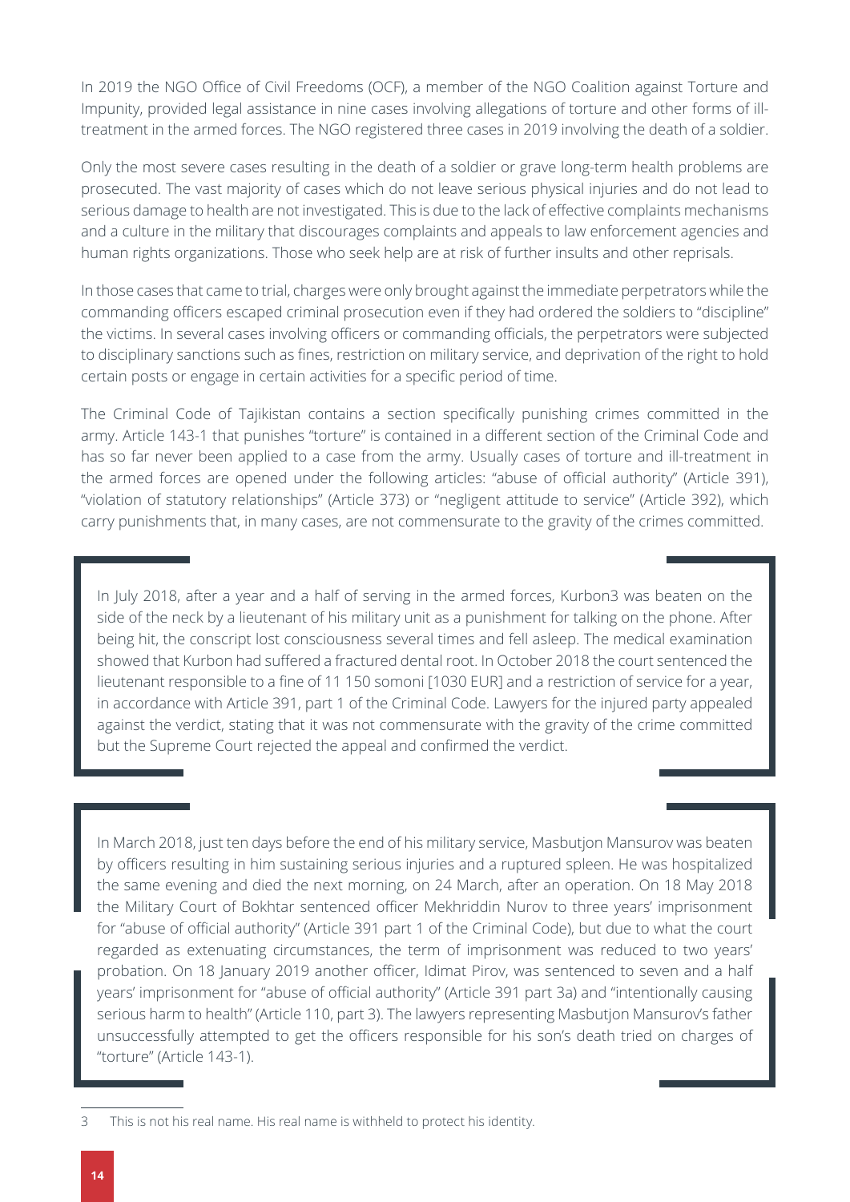In 2019 the NGO Office of Civil Freedoms (OCF), a member of the NGO Coalition against Torture and Impunity, provided legal assistance in nine cases involving allegations of torture and other forms of ill-treatment in the armed forces. The NGO registered three cases in 2019 involving the death of a soldier.

Only the most severe cases resulting in the death of a soldier or grave long-term health problems are prosecuted. The vast majority of cases which do not leave serious physical injuries and do not lead to serious damage to health are not investigated. This is due to the lack of effective complaints mechanisms and a culture in the military that discourages complaints and appeals to law enforcement agencies and human rights organizations. Those who seek help are at risk of further insults and other reprisals.

In those cases that came to trial, charges were only brought against the immediate perpetrators while the commanding officers escaped criminal prosecution even if they had ordered the soldiers to "discipline" the victims. In several cases involving officers or commanding officials, the perpetrators were subjected to disciplinary sanctions such as fines, restriction on military service, and deprivation of the right to hold certain posts or engage in certain activities for a specific period of time.

The Criminal Code of Tajikistan contains a section specifically punishing crimes committed in the army. Article 143-1 that punishes "torture" is contained in a different section of the Criminal Code and has so far never been applied to a case from the army. Usually cases of torture and ill-treatment in the armed forces are opened under the following articles: "abuse of official authority" (Article 391), "violation of statutory relationships" (Article 373) or "negligent attitude to service" (Article 392), which carry punishments that, in many cases, are not commensurate to the gravity of the crimes committed.

> In July 2018, after a year and a half of serving in the armed forces, Kurbon[3] was beaten on the side of the neck by a lieutenant of his military unit as a punishment for talking on the phone. After being hit, the conscript lost consciousness several times and fell asleep. The medical examination showed that Kurbon had suffered a fractured dental root. In October 2018 the court sentenced the lieutenant responsible to a fine of 11 150 somoni [1030 EUR] and a restriction of service for a year, in accordance with Article 391, part 1 of the Criminal Code. Lawyers for the injured party appealed against the verdict, stating that it was not commensurate with the gravity of the crime committed but the Supreme Court rejected the appeal and confirmed the verdict.

> In March 2018, just ten days before the end of his military service, Masbutjon Mansurov was beaten by officers resulting in him sustaining serious injuries and a ruptured spleen. He was hospitalized the same evening and died the next morning, on 24 March, after an operation. On 18 May 2018 the Military Court of Bokhtar sentenced officer Mekhriddin Nurov to three years' imprisonment for "abuse of official authority" (Article 391 part 1 of the Criminal Code), but due to what the court regarded as extenuating circumstances, the term of imprisonment was reduced to two years' probation. On 18 January 2019 another officer, Idimat Pirov, was sentenced to seven and a half years' imprisonment for "abuse of official authority" (Article 391 part 3a) and "intentionally causing serious harm to health" (Article 110, part 3). The lawyers representing Masbutjon Mansurov's father unsuccessfully attempted to get the officers responsible for his son's death tried on charges of "torture" (Article 143-1).

3 This is not his real name. His real name is withheld to protect his identity.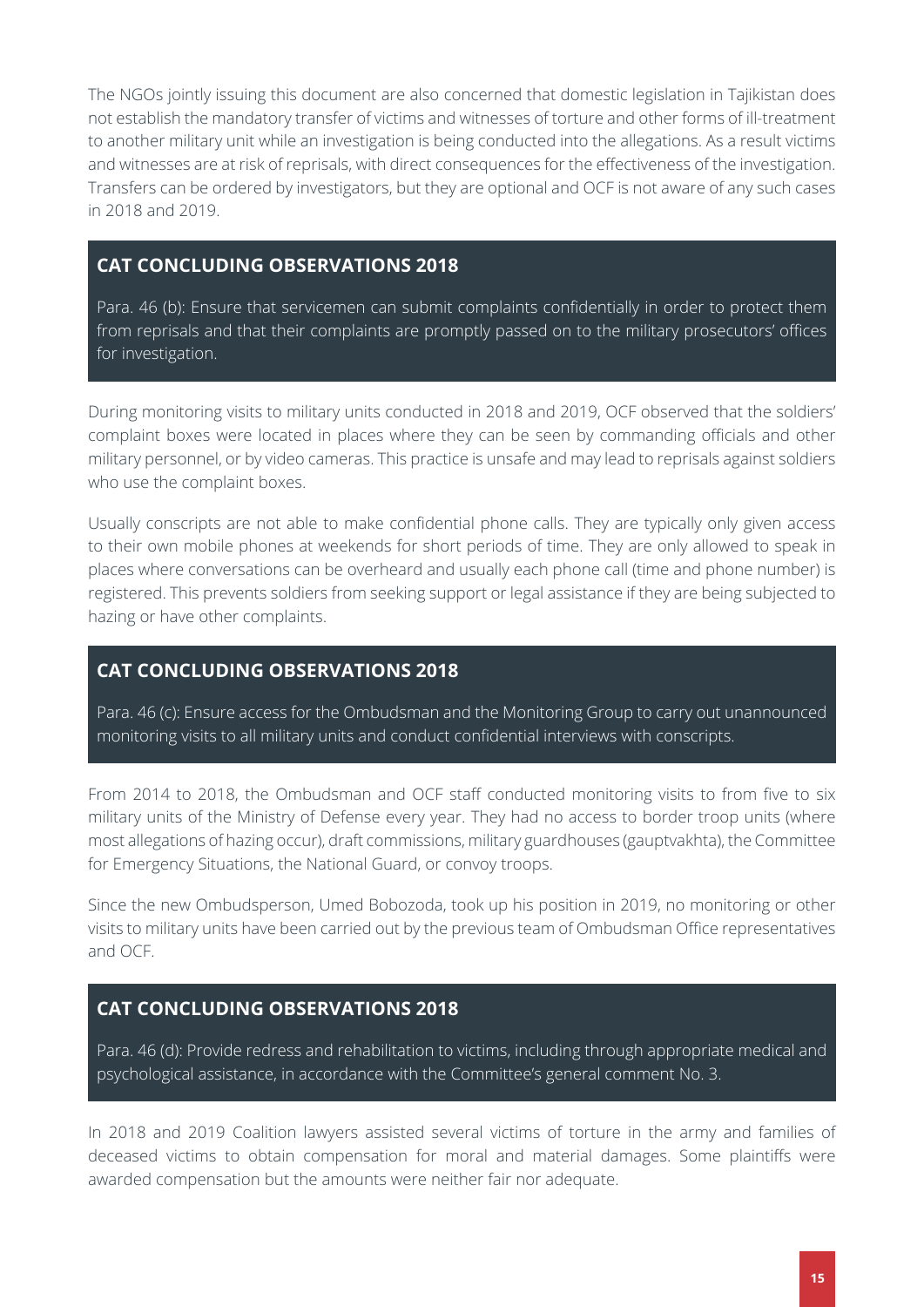The NGOs jointly issuing this document are also concerned that domestic legislation in Tajikistan does not establish the mandatory transfer of victims and witnesses of torture and other forms of ill-treatment to another military unit while an investigation is being conducted into the allegations. As a result victims and witnesses are at risk of reprisals, with direct consequences for the effectiveness of the investigation. Transfers can be ordered by investigators, but they are optional and OCF is not aware of any such cases in 2018 and 2019.

### CAT CONCLUDING OBSERVATIONS 2018

Para. 46 (b): Ensure that servicemen can submit complaints confidentially in order to protect them from reprisals and that their complaints are promptly passed on to the military prosecutors' offices for investigation.

During monitoring visits to military units conducted in 2018 and 2019, OCF observed that the soldiers' complaint boxes were located in places where they can be seen by commanding officials and other military personnel, or by video cameras. This practice is unsafe and may lead to reprisals against soldiers who use the complaint boxes.

Usually conscripts are not able to make confidential phone calls. They are typically only given access to their own mobile phones at weekends for short periods of time. They are only allowed to speak in places where conversations can be overheard and usually each phone call (time and phone number) is registered. This prevents soldiers from seeking support or legal assistance if they are being subjected to hazing or have other complaints.

### CAT CONCLUDING OBSERVATIONS 2018

Para. 46 (c): Ensure access for the Ombudsman and the Monitoring Group to carry out unannounced monitoring visits to all military units and conduct confidential interviews with conscripts.

From 2014 to 2018, the Ombudsman and OCF staff conducted monitoring visits to from five to six military units of the Ministry of Defense every year. They had no access to border troop units (where most allegations of hazing occur), draft commissions, military guardhouses (gauptvakhta), the Committee for Emergency Situations, the National Guard, or convoy troops.

Since the new Ombudsperson, Umed Bobozoda, took up his position in 2019, no monitoring or other visits to military units have been carried out by the previous team of Ombudsman Office representatives and OCF.

### CAT CONCLUDING OBSERVATIONS 2018

Para. 46 (d): Provide redress and rehabilitation to victims, including through appropriate medical and psychological assistance, in accordance with the Committee's general comment No. 3.

In 2018 and 2019 Coalition lawyers assisted several victims of torture in the army and families of deceased victims to obtain compensation for moral and material damages. Some plaintiffs were awarded compensation but the amounts were neither fair nor adequate.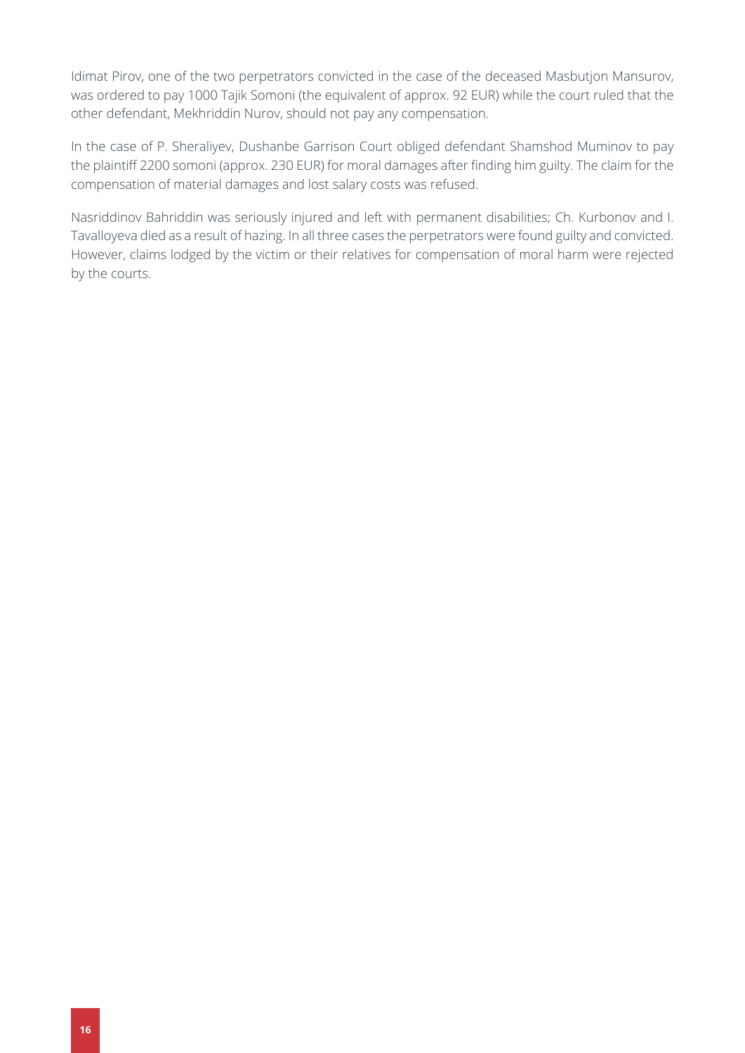Idimat Pirov, one of the two perpetrators convicted in the case of the deceased Masbutjon Mansurov, was ordered to pay 1000 Tajik Somoni (the equivalent of approx. 92 EUR) while the court ruled that the other defendant, Mekhriddin Nurov, should not pay any compensation.

In the case of P. Sheraliyev, Dushanbe Garrison Court obliged defendant Shamshod Muminov to pay the plaintiff 2200 somoni (approx. 230 EUR) for moral damages after finding him guilty. The claim for the compensation of material damages and lost salary costs was refused.

Nasriddinov Bahriddin was seriously injured and left with permanent disabilities; Ch. Kurbonov and I. Tavalloyeva died as a result of hazing. In all three cases the perpetrators were found guilty and convicted. However, claims lodged by the victim or their relatives for compensation of moral harm were rejected by the courts.